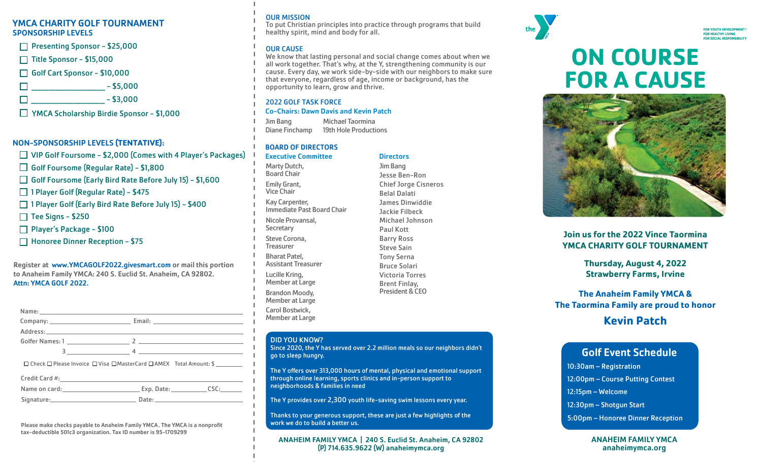# YMCA CHARITY GOLF TOURNAMENT
## SPONSORSHIP LEVELS

- ☐ Presenting Sponsor – $25,000
- ☐ Title Sponsor – $15,000
- ☐ Golf Cart Sponsor – $10,000
- ☐ ________________ – $5,000
- ☐ ________________ – $3,000
- ☐ YMCA Scholarship Birdie Sponsor – $1,000

## NON-SPONSORSHIP LEVELS (TENTATIVE):

- ☐ VIP Golf Foursome – $2,000 (Comes with 4 Player's Packages)
- ☐ Golf Foursome (Regular Rate) – $1,800
- ☐ Golf Foursome (Early Bird Rate Before July 15) – $1,600
- ☐ 1 Player Golf (Regular Rate) – $475
- ☐ 1 Player Golf (Early Bird Rate Before July 15) – $400
- ☐ Tee Signs – $250
- ☐ Player's Package – $100
- ☐ Honoree Dinner Reception – $75

**Register at www.YMCAGOLF2022.givesmart.com or mail this portion to Anaheim Family YMCA: 240 S. Euclid St. Anaheim, CA 92802. Attn: YMCA GOLF 2022.**

Name: ______________________________

Company: ______________ Email: ______________

Address: ______________________________

Golfer Names: 1 ______________ 2 ______________

3 ______________ 4 ______________

☐ Check ☐ Please Invoice ☐ Visa ☐ MasterCard ☐ AMEX Total Amount: $ ________

Credit Card #: ______________________________

Name on card: ______________ Exp. Date: ________ CSC: ______

Signature: ______________ Date: ______________

**Please make checks payable to Anaheim Family YMCA. The YMCA is a nonprofit tax-deductible 501c3 organization. Tax ID number is 95-1709299**

## OUR MISSION

To put Christian principles into practice through programs that build healthy spirit, mind and body for all.

## OUR CAUSE

We know that lasting personal and social change comes about when we all work together. That's why, at the Y, strengthening community is our cause. Every day, we work side-by-side with our neighbors to make sure that everyone, regardless of age, income or background, has the opportunity to learn, grow and thrive.

## 2022 GOLF TASK FORCE

**Co-Chairs: Dawn Davis and Kevin Patch**

Jim Bang
Diane Finchamp
Michael Taormina
19th Hole Productions

## BOARD OF DIRECTORS

### Executive Committee

Marty Dutch, Board Chair
Emily Grant, Vice Chair
Kay Carpenter, Immediate Past Board Chair
Nicole Provansal, Secretary
Steve Corona, Treasurer
Bharat Patel, Assistant Treasurer
Lucille Kring, Member at Large
Brandon Moody, Member at Large
Carol Bostwick, Member at Large

### Directors

Jim Bang
Jesse Ben-Ron
Chief Jorge Cisneros
Belal Dalati
James Dinwiddie
Jackie Filbeck
Michael Johnson
Paul Kott
Barry Ross
Steve Sain
Tony Serna
Bruce Solari
Victoria Torres
Brent Finlay, President & CEO

## DID YOU KNOW?

Since 2020, the Y has served over 2.2 million meals so our neighbors didn't go to sleep hungry.

The Y offers over 313,000 hours of mental, physical and emotional support through online learning, sports clinics and in-person support to neighborhoods & families in need

The Y provides over 2,300 youth life-saving swim lessons every year.

Thanks to your generous support, these are just a few highlights of the work we do to build a better us.

**ANAHEIM FAMILY YMCA | 240 S. Euclid St. Anaheim, CA 92802**
**(P) 714.635.9622 (W) anaheimymca.org**

the Y — FOR YOUTH DEVELOPMENT® FOR HEALTHY LIVING FOR SOCIAL RESPONSIBILITY

# ON COURSE FOR A CAUSE

**Join us for the 2022 Vince Taormina YMCA CHARITY GOLF TOURNAMENT**

**Thursday, August 4, 2022**
**Strawberry Farms, Irvine**

**The Anaheim Family YMCA & The Taormina Family are proud to honor**

## Kevin Patch

## Golf Event Schedule

- 10:30am – Registration
- 12:00pm – Course Putting Contest
- 12:15pm – Welcome
- 12:30pm – Shotgun Start
- 5:00pm – Honoree Dinner Reception

**ANAHEIM FAMILY YMCA**
**anaheimymca.org**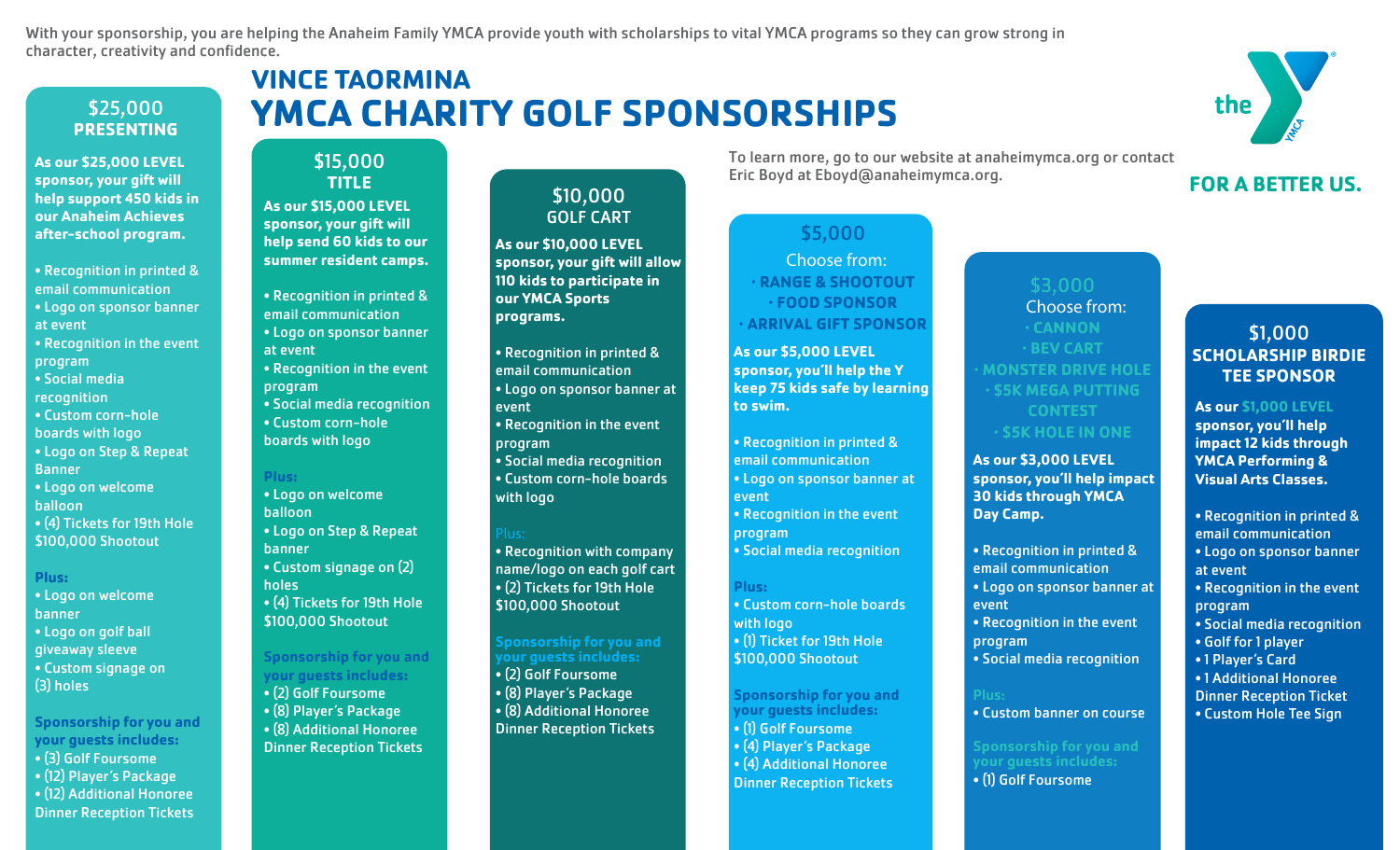With your sponsorship, you are helping the Anaheim Family YMCA provide youth with scholarships to vital YMCA programs so they can grow strong in character, creativity and confidence.

# VINCE TAORMINA
# YMCA CHARITY GOLF SPONSORSHIPS

To learn more, go to our website at anaheimymca.org or contact Eric Boyd at Eboyd@anaheimymca.org.

the YMCA

**FOR A BETTER US.**

## $25,000
## PRESENTING

**As our $25,000 LEVEL sponsor, your gift will help support 450 kids in our Anaheim Achieves after-school program.**

- Recognition in printed & email communication
- Logo on sponsor banner at event
- Recognition in the event program
- Social media recognition
- Custom corn-hole boards with logo
- Logo on Step & Repeat Banner
- Logo on welcome balloon
- (4) Tickets for 19th Hole $100,000 Shootout

**Plus:**

- Logo on welcome banner
- Logo on golf ball giveaway sleeve
- Custom signage on (3) holes

**Sponsorship for you and your guests includes:**

- (3) Golf Foursome
- (12) Player's Package
- (12) Additional Honoree Dinner Reception Tickets

## $15,000
## TITLE

**As our $15,000 LEVEL sponsor, your gift will help send 60 kids to our summer resident camps.**

- Recognition in printed & email communication
- Logo on sponsor banner at event
- Recognition in the event program
- Social media recognition
- Custom corn-hole boards with logo

**Plus:**

- Logo on welcome balloon
- Logo on Step & Repeat banner
- Custom signage on (2) holes
- (4) Tickets for 19th Hole $100,000 Shootout

**Sponsorship for you and your guests includes:**

- (2) Golf Foursome
- (8) Player's Package
- (8) Additional Honoree Dinner Reception Tickets

## $10,000
## GOLF CART

**As our $10,000 LEVEL sponsor, your gift will allow 110 kids to participate in our YMCA Sports programs.**

- Recognition in printed & email communication
- Logo on sponsor banner at event
- Recognition in the event program
- Social media recognition
- Custom corn-hole boards with logo

**Plus:**

- Recognition with company name/logo on each golf cart
- (2) Tickets for 19th Hole $100,000 Shootout

**Sponsorship for you and your guests includes:**

- (2) Golf Foursome
- (8) Player's Package
- (8) Additional Honoree Dinner Reception Tickets

## $5,000

Choose from:

- RANGE & SHOOTOUT
- FOOD SPONSOR
- ARRIVAL GIFT SPONSOR

**As our $5,000 LEVEL sponsor, you'll help the Y keep 75 kids safe by learning to swim.**

- Recognition in printed & email communication
- Logo on sponsor banner at event
- Recognition in the event program
- Social media recognition

**Plus:**

- Custom corn-hole boards with logo
- (1) Ticket for 19th Hole $100,000 Shootout

**Sponsorship for you and your guests includes:**

- (1) Golf Foursome
- (4) Player's Package
- (4) Additional Honoree Dinner Reception Tickets

## $3,000

Choose from:

- CANNON
- BEV CART
- MONSTER DRIVE HOLE
- $5K MEGA PUTTING CONTEST
- $5K HOLE IN ONE

**As our $3,000 LEVEL sponsor, you'll help impact 30 kids through YMCA Day Camp.**

- Recognition in printed & email communication
- Logo on sponsor banner at event
- Recognition in the event program
- Social media recognition

**Plus:**

- Custom banner on course

**Sponsorship for you and your guests includes:**

- (1) Golf Foursome

## $1,000
## SCHOLARSHIP BIRDIE TEE SPONSOR

**As our $1,000 LEVEL sponsor, you'll help impact 12 kids through YMCA Performing & Visual Arts Classes.**

- Recognition in printed & email communication
- Logo on sponsor banner at event
- Recognition in the event program
- Social media recognition
- Golf for 1 player
- 1 Player's Card
- 1 Additional Honoree Dinner Reception Ticket
- Custom Hole Tee Sign